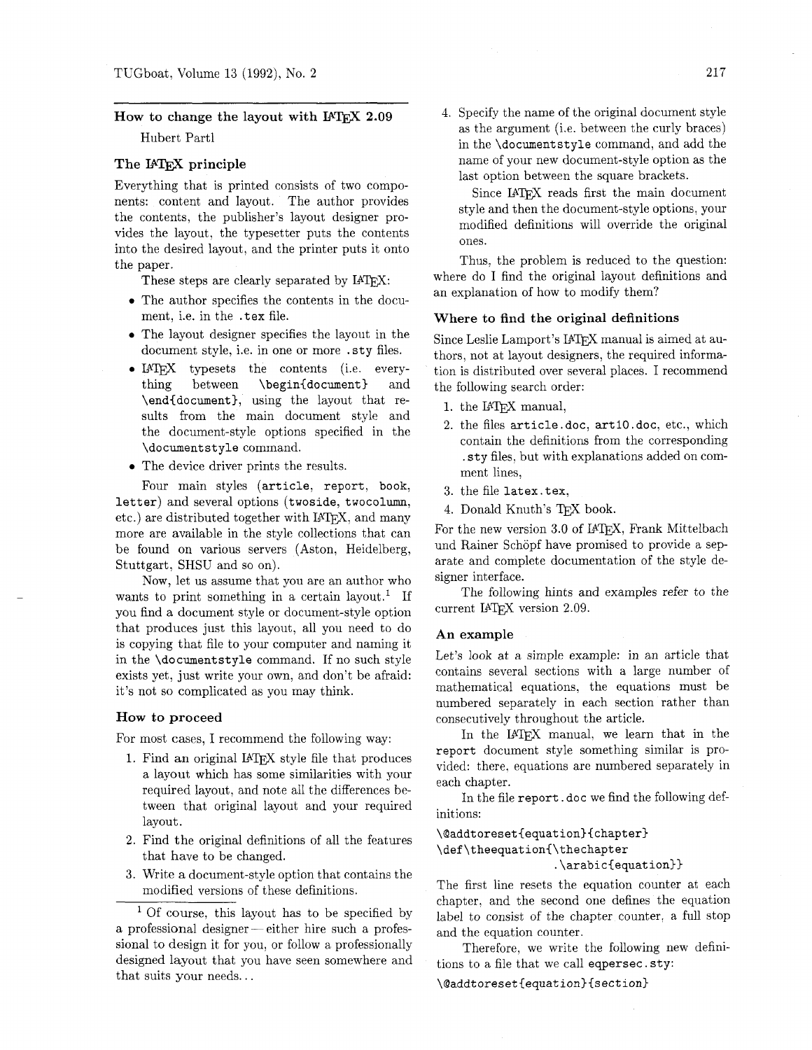## How to change the layout with LaTeX 2.09

Hubert Partl

### The LaTeX principle

Everything that is printed consists of two components: content and layout. The author provides the contents, the publisher's layout designer provides the layout, the typesetter puts the contents into the desired layout, and the printer puts it onto the paper.

These steps are clearly separated by LaTeX:

- The author specifies the contents in the document, i.e. in the `.tex` file.
- The layout designer specifies the layout in the document style, i.e. in one or more `.sty` files.
- LaTeX typesets the contents (i.e. everything between `\begin{document}` and `\end{document}`, using the layout that results from the main document style and the document-style options specified in the `\documentstyle` command.
- The device driver prints the results.

Four main styles (`article`, `report`, `book`, `letter`) and several options (`twoside`, `twocolumn`, etc.) are distributed together with LaTeX, and many more are available in the style collections that can be found on various servers (Aston, Heidelberg, Stuttgart, SHSU and so on).

Now, let us assume that you are an author who wants to print something in a certain layout.[1] If you find a document style or document-style option that produces just this layout, all you need to do is copying that file to your computer and naming it in the `\documentstyle` command. If no such style exists yet, just write your own, and don't be afraid: it's not so complicated as you may think.

### How to proceed

For most cases, I recommend the following way:

1. Find an original LaTeX style file that produces a layout which has some similarities with your required layout, and note all the differences between that original layout and your required layout.
2. Find the original definitions of all the features that have to be changed.
3. Write a document-style option that contains the modified versions of these definitions.
4. Specify the name of the original document style as the argument (i.e. between the curly braces) in the `\documentstyle` command, and add the name of your new document-style option as the last option between the square brackets.

   Since LaTeX reads first the main document style and then the document-style options, your modified definitions will override the original ones.

Thus, the problem is reduced to the question: where do I find the original layout definitions and an explanation of how to modify them?

[1] Of course, this layout has to be specified by a professional designer — either hire such a professional to design it for you, or follow a professionally designed layout that you have seen somewhere and that suits your needs...

### Where to find the original definitions

Since Leslie Lamport's LaTeX manual is aimed at authors, not at layout designers, the required information is distributed over several places. I recommend the following search order:

1. the LaTeX manual,
2. the files `article.doc`, `art10.doc`, etc., which contain the definitions from the corresponding `.sty` files, but with explanations added on comment lines,
3. the file `latex.tex`,
4. Donald Knuth's TeX book.

For the new version 3.0 of LaTeX, Frank Mittelbach und Rainer Schöpf have promised to provide a separate and complete documentation of the style designer interface.

The following hints and examples refer to the current LaTeX version 2.09.

### An example

Let's look at a simple example: in an article that contains several sections with a large number of mathematical equations, the equations must be numbered separately in each section rather than consecutively throughout the article.

In the LaTeX manual, we learn that in the `report` document style something similar is provided: there, equations are numbered separately in each chapter.

In the file `report.doc` we find the following definitions:

```
\@addtoreset{equation}{chapter}
\def\theequation{\thechapter
                 .\arabic{equation}}
```

The first line resets the equation counter at each chapter, and the second one defines the equation label to consist of the chapter counter, a full stop and the equation counter.

Therefore, we write the following new definitions to a file that we call `eqpersec.sty`:

```
\@addtoreset{equation}{section}
```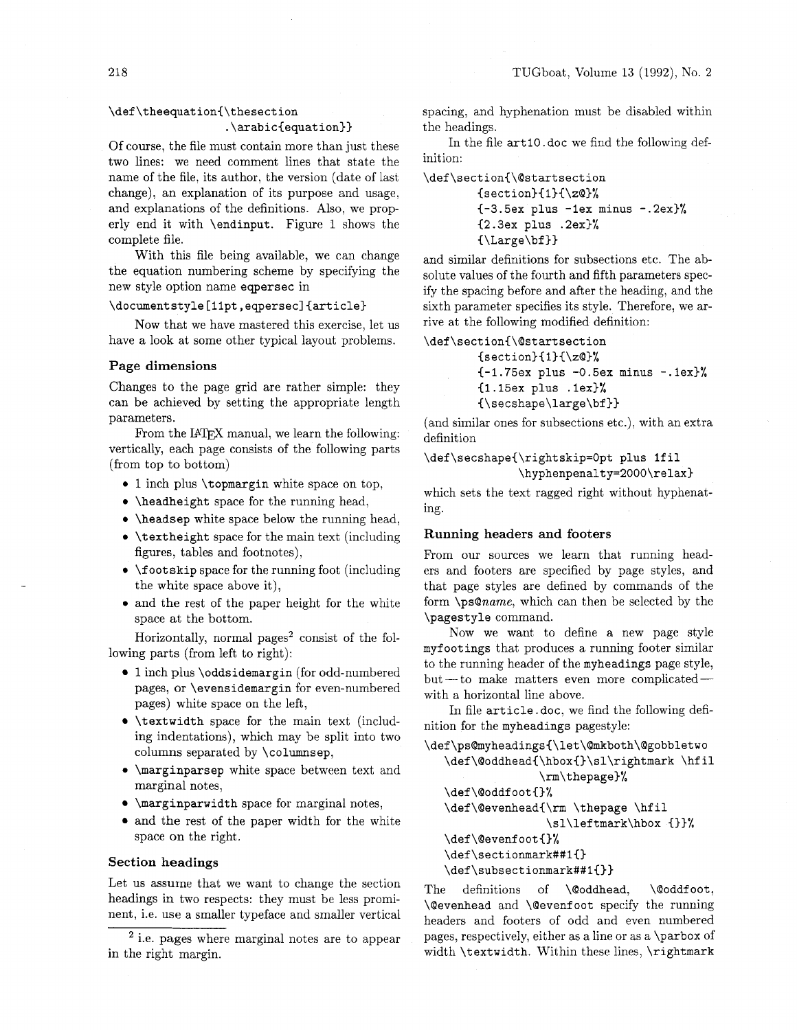```
\def\theequation{\thesection
                 .\arabic{equation}}
```

Of course, the file must contain more than just these two lines: we need comment lines that state the name of the file, its author, the version (date of last change), an explanation of its purpose and usage, and explanations of the definitions. Also, we properly end it with `\endinput`. Figure 1 shows the complete file.

With this file being available, we can change the equation numbering scheme by specifying the new style option name `eqpersec` in

```
\documentstyle[11pt,eqpersec]{article}
```

Now that we have mastered this exercise, let us have a look at some other typical layout problems.

### Page dimensions

Changes to the page grid are rather simple: they can be achieved by setting the appropriate length parameters.

From the LaTeX manual, we learn the following: vertically, each page consists of the following parts (from top to bottom)

- 1 inch plus `\topmargin` white space on top,
- `\headheight` space for the running head,
- `\headsep` white space below the running head,
- `\textheight` space for the main text (including figures, tables and footnotes),
- `\footskip` space for the running foot (including the white space above it),
- and the rest of the paper height for the white space at the bottom.

Horizontally, normal pages[2] consist of the following parts (from left to right):

- 1 inch plus `\oddsidemargin` (for odd-numbered pages, or `\evensidemargin` for even-numbered pages) white space on the left,
- `\textwidth` space for the main text (including indentations), which may be split into two columns separated by `\columnsep`,
- `\marginparsep` white space between text and marginal notes,
- `\marginparwidth` space for marginal notes,
- and the rest of the paper width for the white space on the right.

### Section headings

Let us assume that we want to change the section headings in two respects: they must be less prominent, i.e. use a smaller typeface and smaller vertical spacing, and hyphenation must be disabled within the headings.

[2] i.e. pages where marginal notes are to appear in the right margin.

In the file `art10.doc` we find the following definition:

```
\def\section{\@startsection
        {section}{1}{\z@}%
        {-3.5ex plus -1ex minus -.2ex}%
        {2.3ex plus .2ex}%
        {\Large\bf}}
```

and similar definitions for subsections etc. The absolute values of the fourth and fifth parameters specify the spacing before and after the heading, and the sixth parameter specifies its style. Therefore, we arrive at the following modified definition:

```
\def\section{\@startsection
        {section}{1}{\z@}%
        {-1.75ex plus -0.5ex minus -.1ex}%
        {1.15ex plus .1ex}%
        {\secshape\large\bf}}
```

(and similar ones for subsections etc.), with an extra definition

```
\def\secshape{\rightskip=0pt plus 1fil
              \hyphenpenalty=2000\relax}
```

which sets the text ragged right without hyphenating.

### Running headers and footers

From our sources we learn that running headers and footers are specified by page styles, and that page styles are defined by commands of the form `\ps@`*name*, which can then be selected by the `\pagestyle` command.

Now we want to define a new page style `myfootings` that produces a running footer similar to the running header of the `myheadings` page style, but — to make matters even more complicated — with a horizontal line above.

In file `article.doc`, we find the following definition for the `myheadings` pagestyle:

```
\def\ps@myheadings{\let\@mkboth\@gobbletwo
   \def\@oddhead{\hbox{}\sl\rightmark \hfil
                 \rm\thepage}%
   \def\@oddfoot{}%
   \def\@evenhead{\rm \thepage \hfil
                 \sl\leftmark\hbox {}}%
   \def\@evenfoot{}%
   \def\sectionmark##1{}
   \def\subsectionmark##1{}}
```

The definitions of `\@oddhead`, `\@oddfoot`, `\@evenhead` and `\@evenfoot` specify the running headers and footers of odd and even numbered pages, respectively, either as a line or as a `\parbox` of width `\textwidth`. Within these lines, `\rightmark`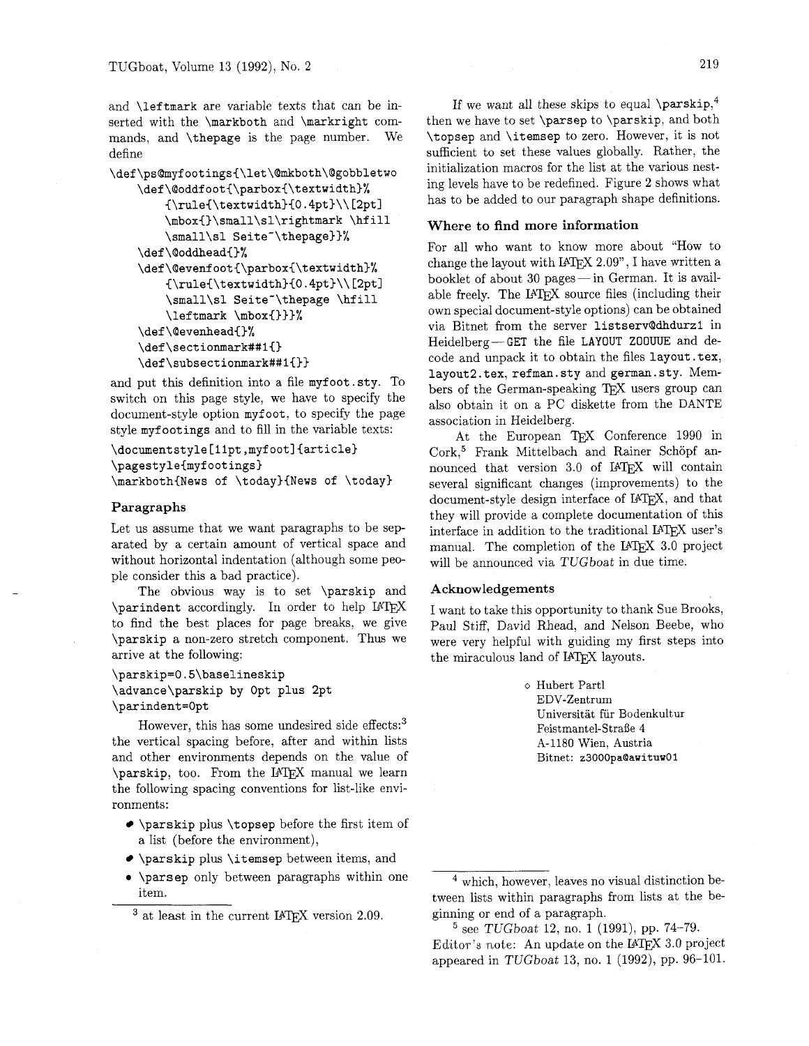and \leftmark are variable texts that can be inserted with the \markboth and \markright commands, and \thepage is the page number. We define

```
\def\ps@myfootings{\let\@mkboth\@gobbletwo
    \def\@oddfoot{\parbox{\textwidth}%
        {\rule{\textwidth}{0.4pt}\\[2pt]
        \mbox{}\small\sl\rightmark \hfill
        \small\sl Seite~\thepage}}%
    \def\@oddhead{}%
    \def\@evenfoot{\parbox{\textwidth}%
        {\rule{\textwidth}{0.4pt}\\[2pt]
        \small\sl Seite~\thepage \hfill
        \leftmark \mbox{}}}%
    \def\@evenhead{}%
    \def\sectionmark##1{}
    \def\subsectionmark##1{}}
```

and put this definition into a file myfoot.sty. To switch on this page style, we have to specify the document-style option myfoot, to specify the page style myfootings and to fill in the variable texts:

```
\documentstyle[11pt,myfoot]{article}
\pagestyle{myfootings}
\markboth{News of \today}{News of \today}
```

## Paragraphs

Let us assume that we want paragraphs to be separated by a certain amount of vertical space and without horizontal indentation (although some people consider this a bad practice).

The obvious way is to set \parskip and \parindent accordingly. In order to help LaTeX to find the best places for page breaks, we give \parskip a non-zero stretch component. Thus we arrive at the following:

```
\parskip=0.5\baselineskip
\advance\parskip by 0pt plus 2pt
\parindent=0pt
```

However, this has some undesired side effects:[3] the vertical spacing before, after and within lists and other environments depends on the value of \parskip, too. From the LaTeX manual we learn the following spacing conventions for list-like environments:

- \parskip plus \topsep before the first item of a list (before the environment),
- \parskip plus \itemsep between items, and
- \parsep only between paragraphs within one item.

[3] at least in the current LaTeX version 2.09.

If we want all these skips to equal \parskip,[4] then we have to set \parsep to \parskip, and both \topsep and \itemsep to zero. However, it is not sufficient to set these values globally. Rather, the initialization macros for the list at the various nesting levels have to be redefined. Figure 2 shows what has to be added to our paragraph shape definitions.

## Where to find more information

For all who want to know more about "How to change the layout with LaTeX 2.09", I have written a booklet of about 30 pages — in German. It is available freely. The LaTeX source files (including their own special document-style options) can be obtained via Bitnet from the server listserv@dhdurz1 in Heidelberg — GET the file LAYOUT ZOOUUE and decode and unpack it to obtain the files layout.tex, layout2.tex, refman.sty and german.sty. Members of the German-speaking TeX users group can also obtain it on a PC diskette from the DANTE association in Heidelberg.

At the European TeX Conference 1990 in Cork,[5] Frank Mittelbach and Rainer Schöpf announced that version 3.0 of LaTeX will contain several significant changes (improvements) to the document-style design interface of LaTeX, and that they will provide a complete documentation of this interface in addition to the traditional LaTeX user's manual. The completion of the LaTeX 3.0 project will be announced via *TUGboat* in due time.

## Acknowledgements

I want to take this opportunity to thank Sue Brooks, Paul Stiff, David Rhead, and Nelson Beebe, who were very helpful with guiding my first steps into the miraculous land of LaTeX layouts.

◇ Hubert Partl
EDV-Zentrum
Universität für Bodenkultur
Feistmantel-Straße 4
A-1180 Wien, Austria
Bitnet: z3000pa@awituw01

[4] which, however, leaves no visual distinction between lists within paragraphs from lists at the beginning or end of a paragraph.

[5] see *TUGboat* 12, no. 1 (1991), pp. 74–79. Editor's note: An update on the LaTeX 3.0 project appeared in *TUGboat* 13, no. 1 (1992), pp. 96–101.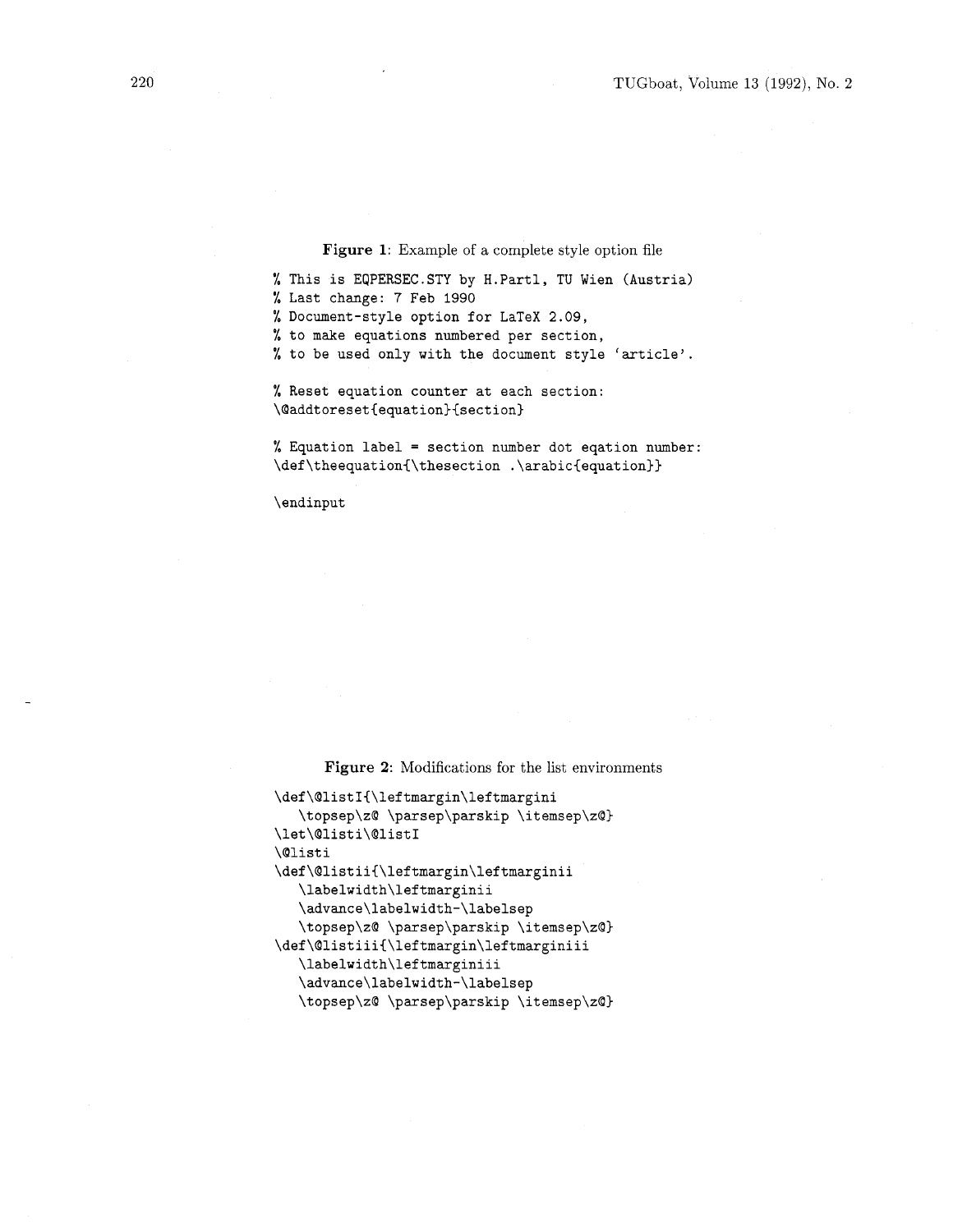**Figure 1**: Example of a complete style option file

```
% This is EQPERSEC.STY by H.Partl, TU Wien (Austria)
% Last change: 7 Feb 1990
% Document-style option for LaTeX 2.09,
% to make equations numbered per section,
% to be used only with the document style 'article'.

% Reset equation counter at each section:
\@addtoreset{equation}{section}

% Equation label = section number dot eqation number:
\def\theequation{\thesection .\arabic{equation}}

\endinput
```

**Figure 2**: Modifications for the list environments

```
\def\@listI{\leftmargin\leftmargini
   \topsep\z@ \parsep\parskip \itemsep\z@}
\let\@listi\@listI
\@listi
\def\@listii{\leftmargin\leftmarginii
   \labelwidth\leftmarginii
   \advance\labelwidth-\labelsep
   \topsep\z@ \parsep\parskip \itemsep\z@}
\def\@listiii{\leftmargin\leftmarginiii
   \labelwidth\leftmarginiii
   \advance\labelwidth-\labelsep
   \topsep\z@ \parsep\parskip \itemsep\z@}
```